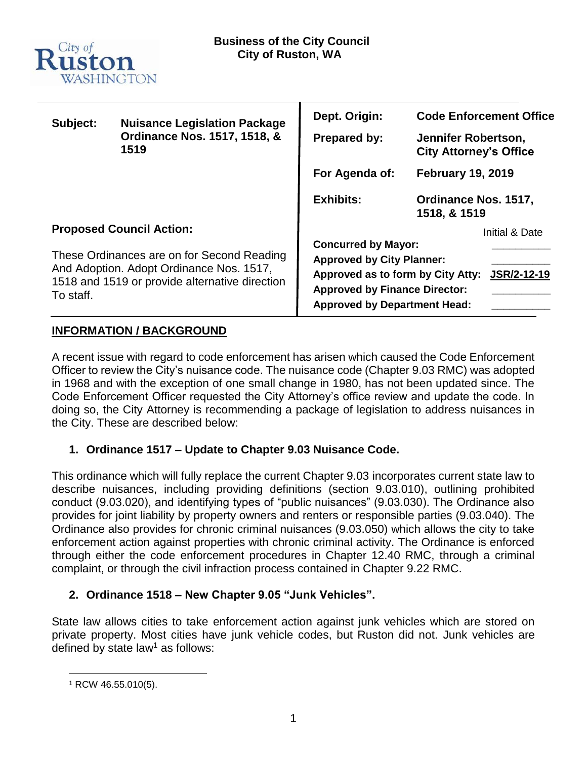City of Ruston WASHINGTON

**Business of the City Council**
**City of Ruston, WA**

| | | | |
|---|---|---|---|
| **Subject:** | **Nuisance Legislation Package Ordinance Nos. 1517, 1518, & 1519** | **Dept. Origin:** | **Code Enforcement Office** |
| | | **Prepared by:** | **Jennifer Robertson, City Attorney's Office** |
| | | **For Agenda of:** | **February 19, 2019** |
| | | **Exhibits:** | **Ordinance Nos. 1517, 1518, & 1519** |

**Proposed Council Action:**

These Ordinances are on for Second Reading And Adoption. Adopt Ordinance Nos. 1517, 1518 and 1519 or provide alternative direction To staff.

| | Initial & Date |
|---|---|
| **Concurred by Mayor:** | ________ |
| **Approved by City Planner:** | ________ |
| **Approved as to form by City Atty:** | **JSR/2-12-19** |
| **Approved by Finance Director:** | ________ |
| **Approved by Department Head:** | ________ |

## INFORMATION / BACKGROUND

A recent issue with regard to code enforcement has arisen which caused the Code Enforcement Officer to review the City's nuisance code. The nuisance code (Chapter 9.03 RMC) was adopted in 1968 and with the exception of one small change in 1980, has not been updated since. The Code Enforcement Officer requested the City Attorney's office review and update the code. In doing so, the City Attorney is recommending a package of legislation to address nuisances in the City. These are described below:

### 1. Ordinance 1517 – Update to Chapter 9.03 Nuisance Code.

This ordinance which will fully replace the current Chapter 9.03 incorporates current state law to describe nuisances, including providing definitions (section 9.03.010), outlining prohibited conduct (9.03.020), and identifying types of "public nuisances" (9.03.030). The Ordinance also provides for joint liability by property owners and renters or responsible parties (9.03.040). The Ordinance also provides for chronic criminal nuisances (9.03.050) which allows the city to take enforcement action against properties with chronic criminal activity. The Ordinance is enforced through either the code enforcement procedures in Chapter 12.40 RMC, through a criminal complaint, or through the civil infraction process contained in Chapter 9.22 RMC.

### 2. Ordinance 1518 – New Chapter 9.05 "Junk Vehicles".

State law allows cities to take enforcement action against junk vehicles which are stored on private property. Most cities have junk vehicle codes, but Ruston did not. Junk vehicles are defined by state law[1] as follows:

[1] RCW 46.55.010(5).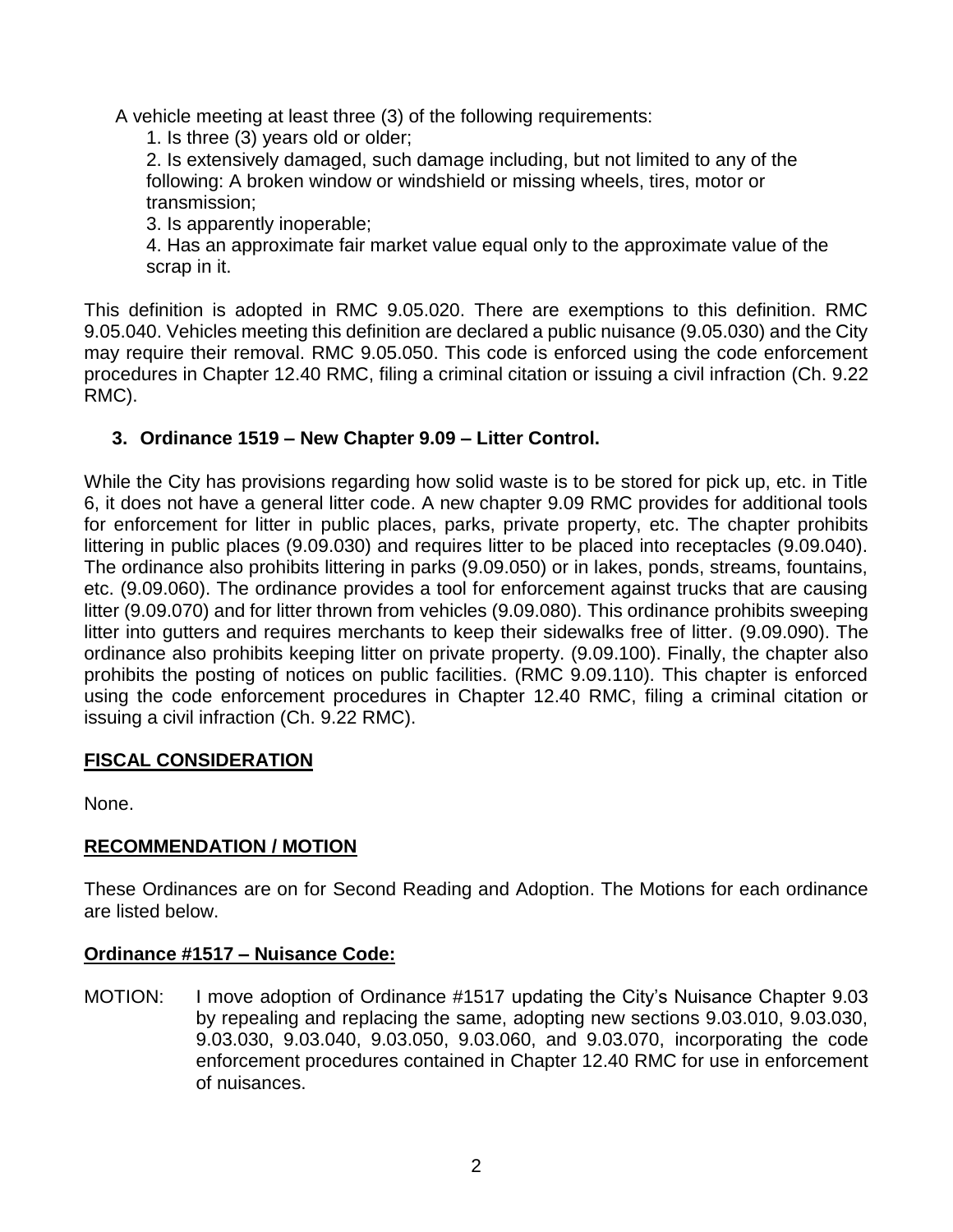A vehicle meeting at least three (3) of the following requirements:

1. Is three (3) years old or older;
2. Is extensively damaged, such damage including, but not limited to any of the following: A broken window or windshield or missing wheels, tires, motor or transmission;
3. Is apparently inoperable;
4. Has an approximate fair market value equal only to the approximate value of the scrap in it.

This definition is adopted in RMC 9.05.020. There are exemptions to this definition. RMC 9.05.040. Vehicles meeting this definition are declared a public nuisance (9.05.030) and the City may require their removal. RMC 9.05.050. This code is enforced using the code enforcement procedures in Chapter 12.40 RMC, filing a criminal citation or issuing a civil infraction (Ch. 9.22 RMC).

### 3. Ordinance 1519 – New Chapter 9.09 – Litter Control.

While the City has provisions regarding how solid waste is to be stored for pick up, etc. in Title 6, it does not have a general litter code. A new chapter 9.09 RMC provides for additional tools for enforcement for litter in public places, parks, private property, etc. The chapter prohibits littering in public places (9.09.030) and requires litter to be placed into receptacles (9.09.040). The ordinance also prohibits littering in parks (9.09.050) or in lakes, ponds, streams, fountains, etc. (9.09.060). The ordinance provides a tool for enforcement against trucks that are causing litter (9.09.070) and for litter thrown from vehicles (9.09.080). This ordinance prohibits sweeping litter into gutters and requires merchants to keep their sidewalks free of litter. (9.09.090). The ordinance also prohibits keeping litter on private property. (9.09.100). Finally, the chapter also prohibits the posting of notices on public facilities. (RMC 9.09.110). This chapter is enforced using the code enforcement procedures in Chapter 12.40 RMC, filing a criminal citation or issuing a civil infraction (Ch. 9.22 RMC).

## FISCAL CONSIDERATION

None.

## RECOMMENDATION / MOTION

These Ordinances are on for Second Reading and Adoption. The Motions for each ordinance are listed below.

**Ordinance #1517 – Nuisance Code:**

MOTION: I move adoption of Ordinance #1517 updating the City's Nuisance Chapter 9.03 by repealing and replacing the same, adopting new sections 9.03.010, 9.03.030, 9.03.030, 9.03.040, 9.03.050, 9.03.060, and 9.03.070, incorporating the code enforcement procedures contained in Chapter 12.40 RMC for use in enforcement of nuisances.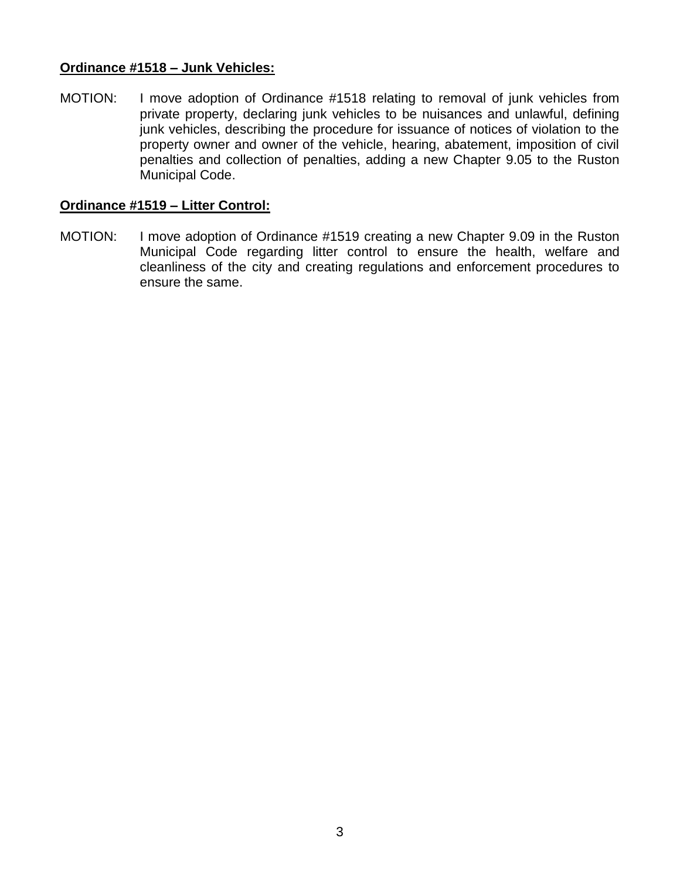**<u>Ordinance #1518 – Junk Vehicles:</u>**

MOTION: I move adoption of Ordinance #1518 relating to removal of junk vehicles from private property, declaring junk vehicles to be nuisances and unlawful, defining junk vehicles, describing the procedure for issuance of notices of violation to the property owner and owner of the vehicle, hearing, abatement, imposition of civil penalties and collection of penalties, adding a new Chapter 9.05 to the Ruston Municipal Code.

**<u>Ordinance #1519 – Litter Control:</u>**

MOTION: I move adoption of Ordinance #1519 creating a new Chapter 9.09 in the Ruston Municipal Code regarding litter control to ensure the health, welfare and cleanliness of the city and creating regulations and enforcement procedures to ensure the same.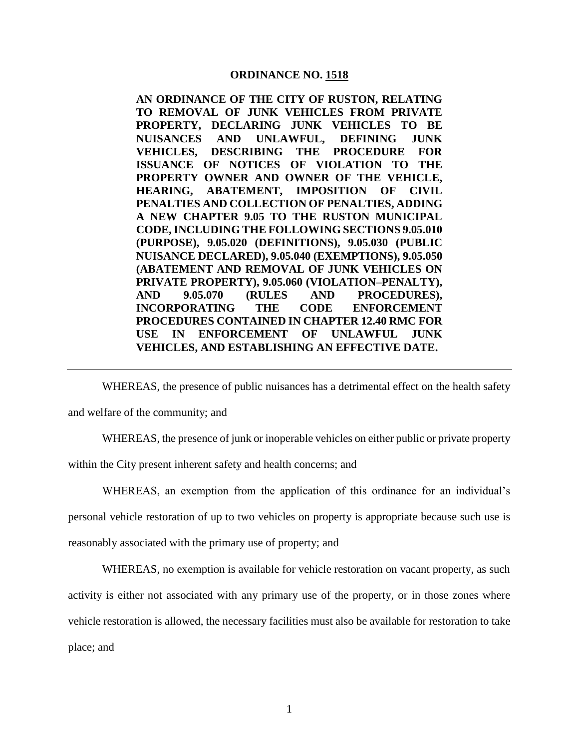**ORDINANCE NO. 1518**

**AN ORDINANCE OF THE CITY OF RUSTON, RELATING TO REMOVAL OF JUNK VEHICLES FROM PRIVATE PROPERTY, DECLARING JUNK VEHICLES TO BE NUISANCES AND UNLAWFUL, DEFINING JUNK VEHICLES, DESCRIBING THE PROCEDURE FOR ISSUANCE OF NOTICES OF VIOLATION TO THE PROPERTY OWNER AND OWNER OF THE VEHICLE, HEARING, ABATEMENT, IMPOSITION OF CIVIL PENALTIES AND COLLECTION OF PENALTIES, ADDING A NEW CHAPTER 9.05 TO THE RUSTON MUNICIPAL CODE, INCLUDING THE FOLLOWING SECTIONS 9.05.010 (PURPOSE), 9.05.020 (DEFINITIONS), 9.05.030 (PUBLIC NUISANCE DECLARED), 9.05.040 (EXEMPTIONS), 9.05.050 (ABATEMENT AND REMOVAL OF JUNK VEHICLES ON PRIVATE PROPERTY), 9.05.060 (VIOLATION–PENALTY), AND 9.05.070 (RULES AND PROCEDURES), INCORPORATING THE CODE ENFORCEMENT PROCEDURES CONTAINED IN CHAPTER 12.40 RMC FOR USE IN ENFORCEMENT OF UNLAWFUL JUNK VEHICLES, AND ESTABLISHING AN EFFECTIVE DATE.**

---

WHEREAS, the presence of public nuisances has a detrimental effect on the health safety and welfare of the community; and

WHEREAS, the presence of junk or inoperable vehicles on either public or private property within the City present inherent safety and health concerns; and

WHEREAS, an exemption from the application of this ordinance for an individual's personal vehicle restoration of up to two vehicles on property is appropriate because such use is reasonably associated with the primary use of property; and

WHEREAS, no exemption is available for vehicle restoration on vacant property, as such activity is either not associated with any primary use of the property, or in those zones where vehicle restoration is allowed, the necessary facilities must also be available for restoration to take place; and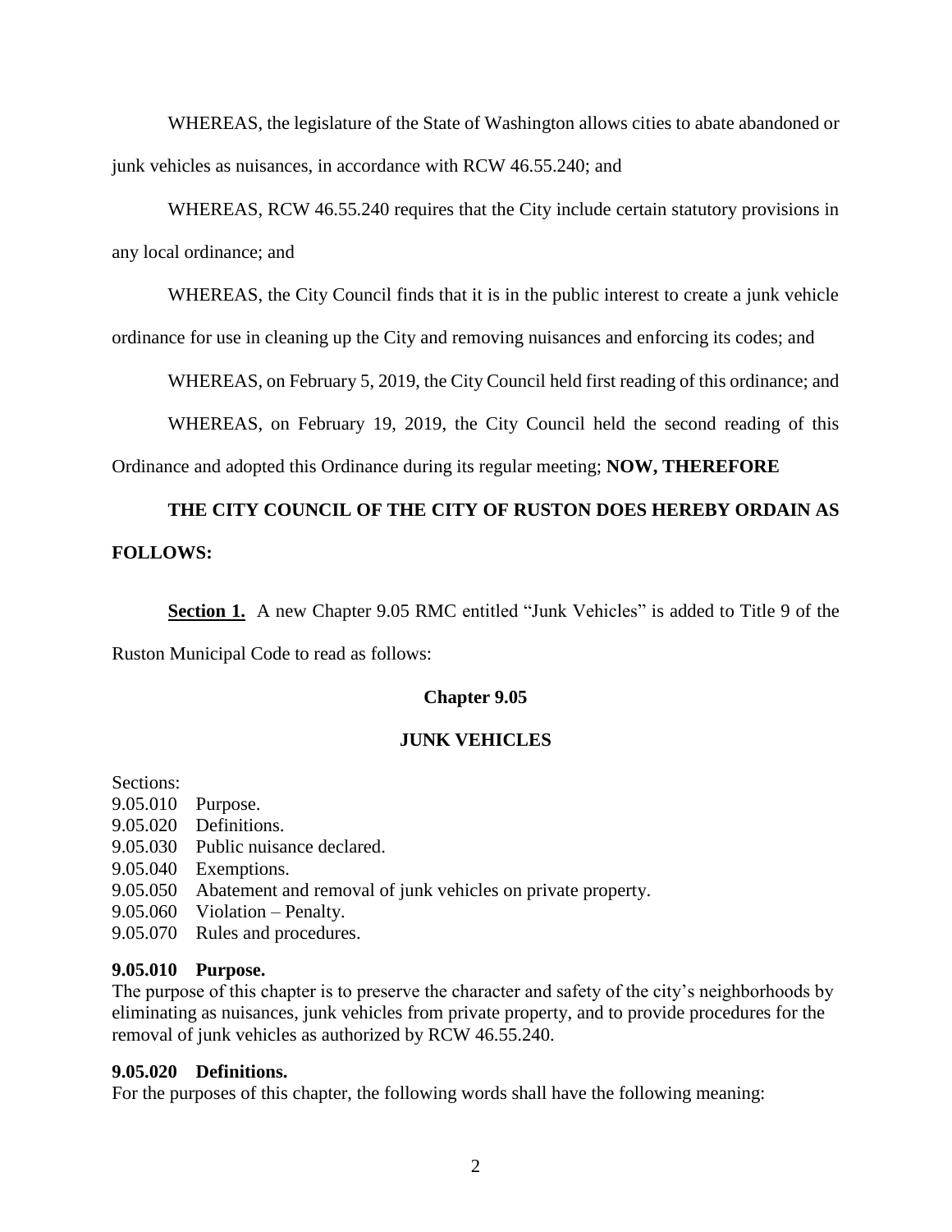WHEREAS, the legislature of the State of Washington allows cities to abate abandoned or junk vehicles as nuisances, in accordance with RCW 46.55.240; and

WHEREAS, RCW 46.55.240 requires that the City include certain statutory provisions in any local ordinance; and

WHEREAS, the City Council finds that it is in the public interest to create a junk vehicle ordinance for use in cleaning up the City and removing nuisances and enforcing its codes; and

WHEREAS, on February 5, 2019, the City Council held first reading of this ordinance; and

WHEREAS, on February 19, 2019, the City Council held the second reading of this Ordinance and adopted this Ordinance during its regular meeting; **NOW, THEREFORE**

**THE CITY COUNCIL OF THE CITY OF RUSTON DOES HEREBY ORDAIN AS FOLLOWS:**

**Section 1.** A new Chapter 9.05 RMC entitled "Junk Vehicles" is added to Title 9 of the Ruston Municipal Code to read as follows:

## Chapter 9.05

## JUNK VEHICLES

Sections:
9.05.010 Purpose.
9.05.020 Definitions.
9.05.030 Public nuisance declared.
9.05.040 Exemptions.
9.05.050 Abatement and removal of junk vehicles on private property.
9.05.060 Violation – Penalty.
9.05.070 Rules and procedures.

**9.05.010 Purpose.**
The purpose of this chapter is to preserve the character and safety of the city's neighborhoods by eliminating as nuisances, junk vehicles from private property, and to provide procedures for the removal of junk vehicles as authorized by RCW 46.55.240.

**9.05.020 Definitions.**
For the purposes of this chapter, the following words shall have the following meaning: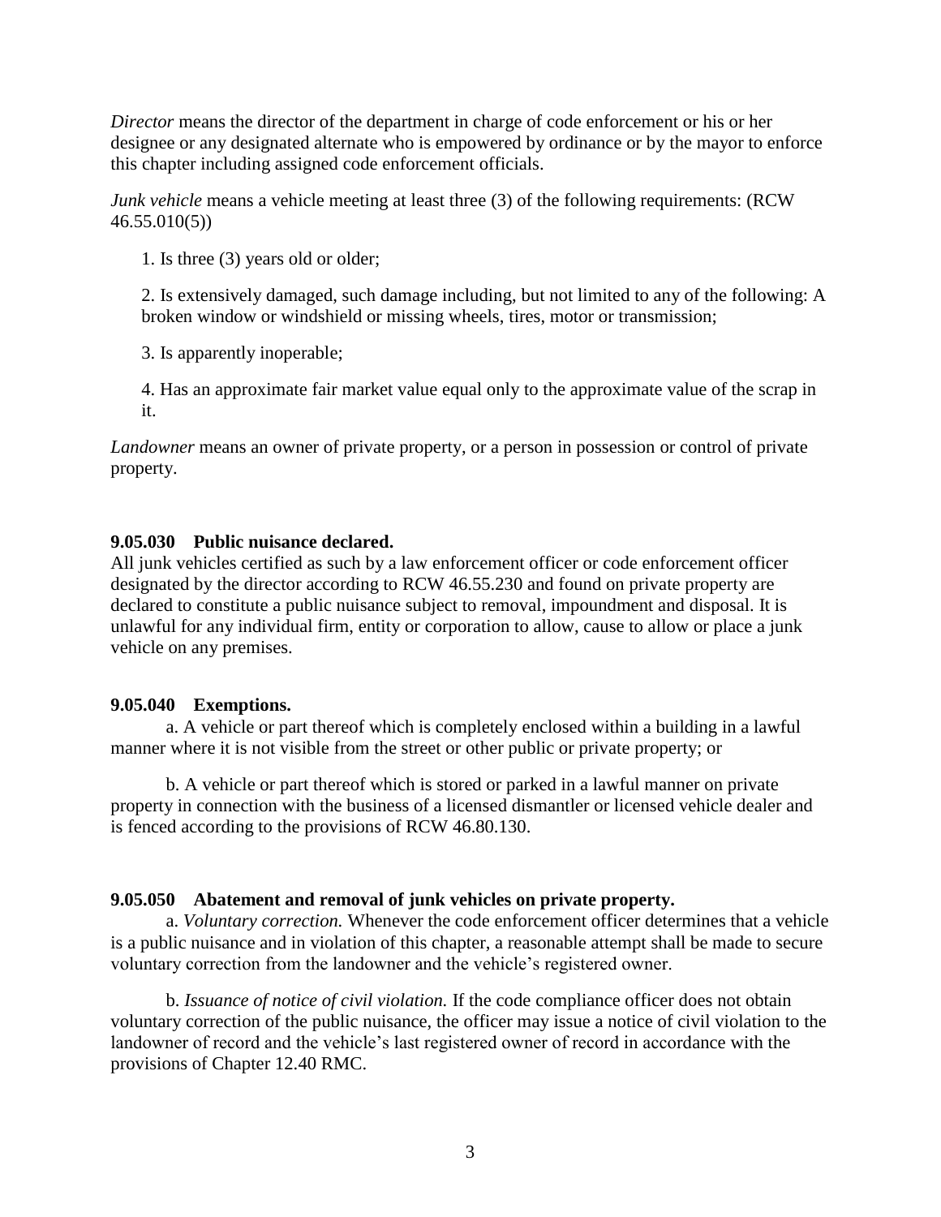*Director* means the director of the department in charge of code enforcement or his or her designee or any designated alternate who is empowered by ordinance or by the mayor to enforce this chapter including assigned code enforcement officials.

*Junk vehicle* means a vehicle meeting at least three (3) of the following requirements: (RCW 46.55.010(5))

1. Is three (3) years old or older;

2. Is extensively damaged, such damage including, but not limited to any of the following: A broken window or windshield or missing wheels, tires, motor or transmission;

3. Is apparently inoperable;

4. Has an approximate fair market value equal only to the approximate value of the scrap in it.

*Landowner* means an owner of private property, or a person in possession or control of private property.

**9.05.030 Public nuisance declared.**

All junk vehicles certified as such by a law enforcement officer or code enforcement officer designated by the director according to RCW 46.55.230 and found on private property are declared to constitute a public nuisance subject to removal, impoundment and disposal. It is unlawful for any individual firm, entity or corporation to allow, cause to allow or place a junk vehicle on any premises.

**9.05.040 Exemptions.**

a. A vehicle or part thereof which is completely enclosed within a building in a lawful manner where it is not visible from the street or other public or private property; or

b. A vehicle or part thereof which is stored or parked in a lawful manner on private property in connection with the business of a licensed dismantler or licensed vehicle dealer and is fenced according to the provisions of RCW 46.80.130.

**9.05.050 Abatement and removal of junk vehicles on private property.**

a. *Voluntary correction.* Whenever the code enforcement officer determines that a vehicle is a public nuisance and in violation of this chapter, a reasonable attempt shall be made to secure voluntary correction from the landowner and the vehicle's registered owner.

b. *Issuance of notice of civil violation.* If the code compliance officer does not obtain voluntary correction of the public nuisance, the officer may issue a notice of civil violation to the landowner of record and the vehicle's last registered owner of record in accordance with the provisions of Chapter 12.40 RMC.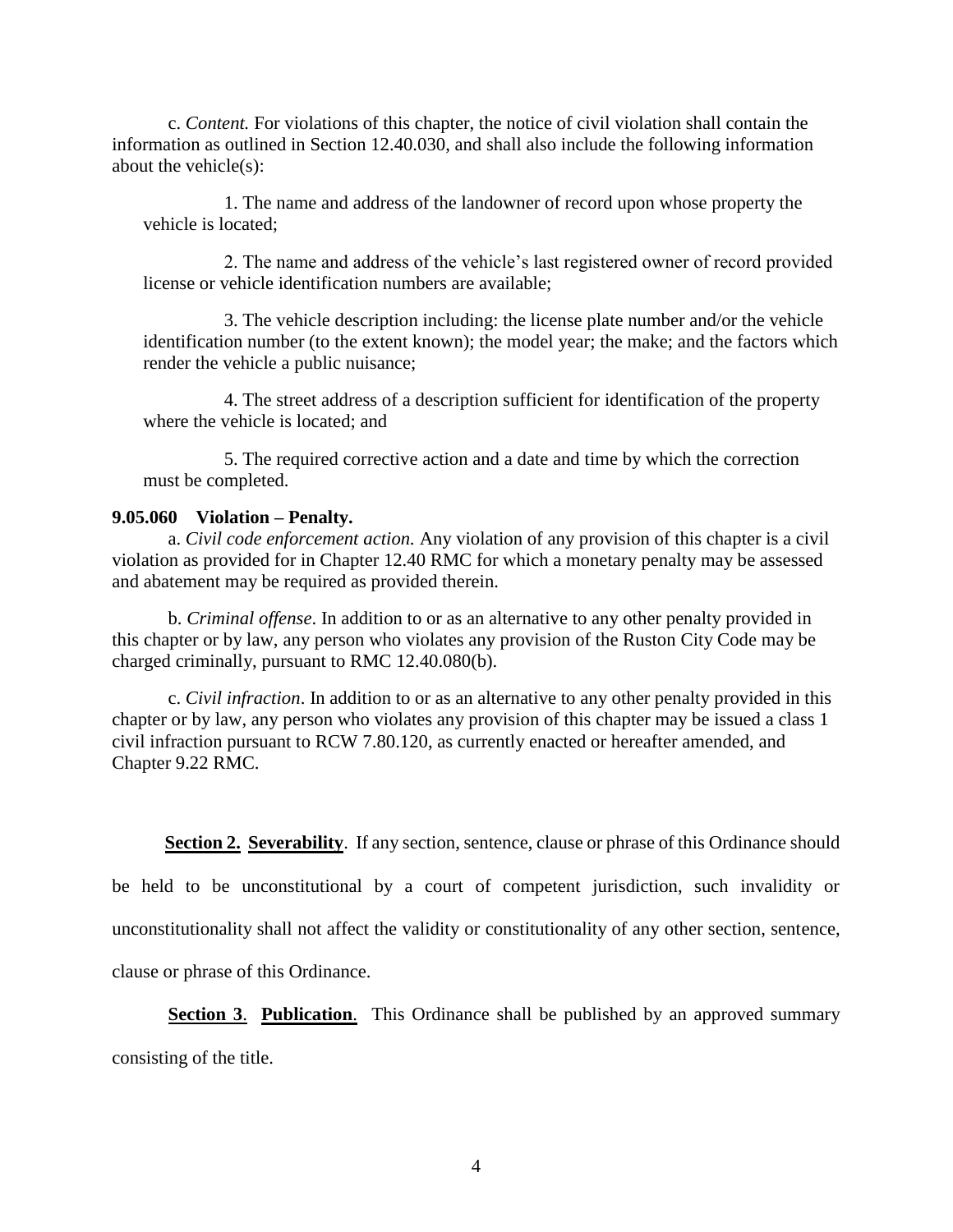c. *Content.* For violations of this chapter, the notice of civil violation shall contain the information as outlined in Section 12.40.030, and shall also include the following information about the vehicle(s):

1. The name and address of the landowner of record upon whose property the vehicle is located;

2. The name and address of the vehicle's last registered owner of record provided license or vehicle identification numbers are available;

3. The vehicle description including: the license plate number and/or the vehicle identification number (to the extent known); the model year; the make; and the factors which render the vehicle a public nuisance;

4. The street address of a description sufficient for identification of the property where the vehicle is located; and

5. The required corrective action and a date and time by which the correction must be completed.

**9.05.060 Violation – Penalty.**

a. *Civil code enforcement action.* Any violation of any provision of this chapter is a civil violation as provided for in Chapter 12.40 RMC for which a monetary penalty may be assessed and abatement may be required as provided therein.

b. *Criminal offense*. In addition to or as an alternative to any other penalty provided in this chapter or by law, any person who violates any provision of the Ruston City Code may be charged criminally, pursuant to RMC 12.40.080(b).

c. *Civil infraction*. In addition to or as an alternative to any other penalty provided in this chapter or by law, any person who violates any provision of this chapter may be issued a class 1 civil infraction pursuant to RCW 7.80.120, as currently enacted or hereafter amended, and Chapter 9.22 RMC.

**Section 2. Severability**. If any section, sentence, clause or phrase of this Ordinance should be held to be unconstitutional by a court of competent jurisdiction, such invalidity or unconstitutionality shall not affect the validity or constitutionality of any other section, sentence, clause or phrase of this Ordinance.

**Section 3**. **Publication**. This Ordinance shall be published by an approved summary consisting of the title.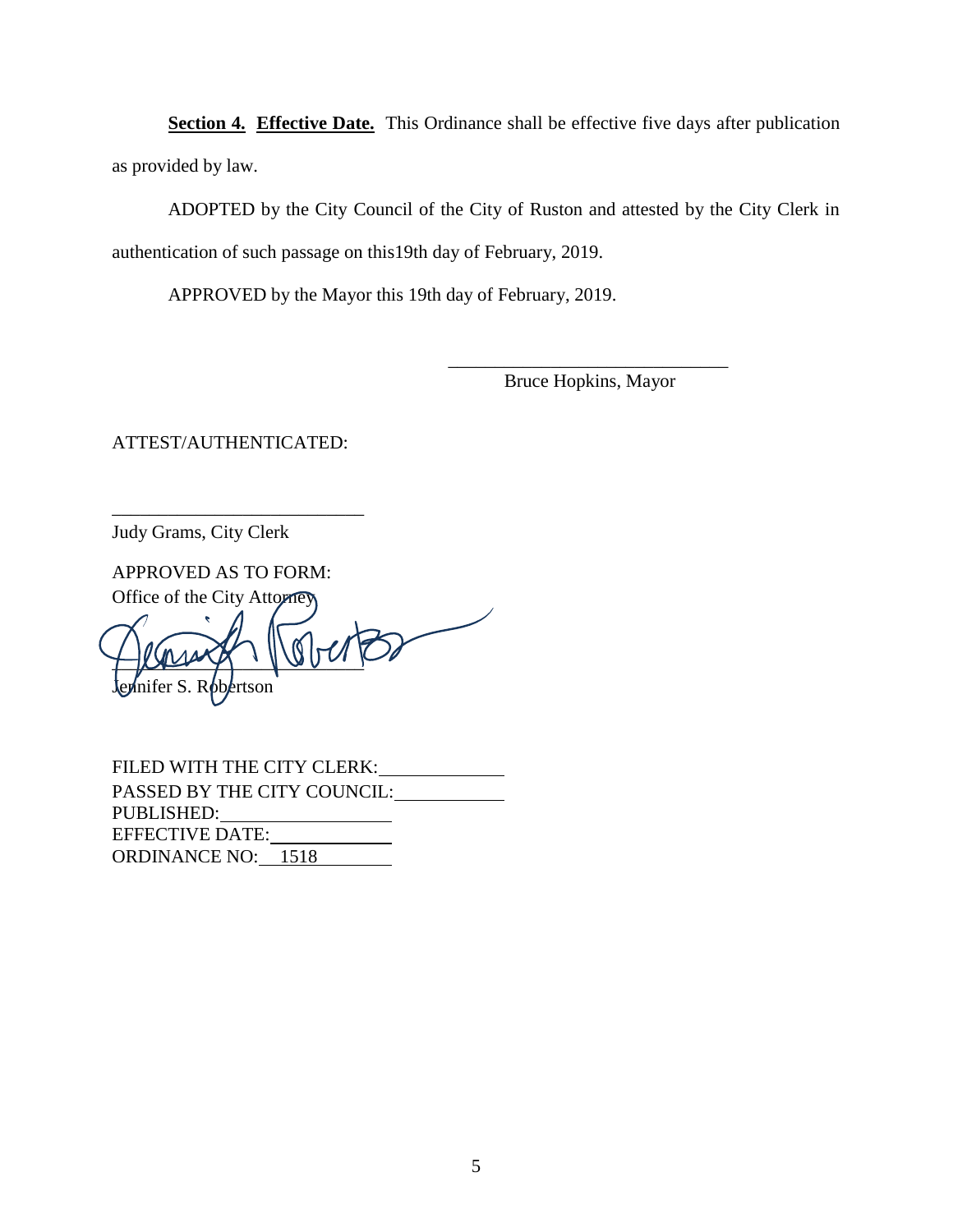**Section 4. Effective Date.** This Ordinance shall be effective five days after publication as provided by law.

ADOPTED by the City Council of the City of Ruston and attested by the City Clerk in authentication of such passage on this19th day of February, 2019.

APPROVED by the Mayor this 19th day of February, 2019.

\_\_\_\_\_\_\_\_\_\_\_\_\_\_\_\_\_\_\_\_\_\_\_\_\_\_\_\_\_\_
Bruce Hopkins, Mayor

ATTEST/AUTHENTICATED:

\_\_\_\_\_\_\_\_\_\_\_\_\_\_\_\_\_\_\_\_\_\_\_\_\_\_\_
Judy Grams, City Clerk

APPROVED AS TO FORM:
Office of the City Attorney

\_\_\_\_\_\_\_\_\_\_\_\_\_\_\_\_\_\_\_\_\_\_\_\_\_\_\_
Jennifer S. Robertson

FILED WITH THE CITY CLERK: \_\_\_\_\_\_\_\_\_\_\_\_
PASSED BY THE CITY COUNCIL: \_\_\_\_\_\_\_\_\_\_\_\_
PUBLISHED: \_\_\_\_\_\_\_\_\_\_\_\_
EFFECTIVE DATE: \_\_\_\_\_\_\_\_\_\_\_\_
ORDINANCE NO: 1518